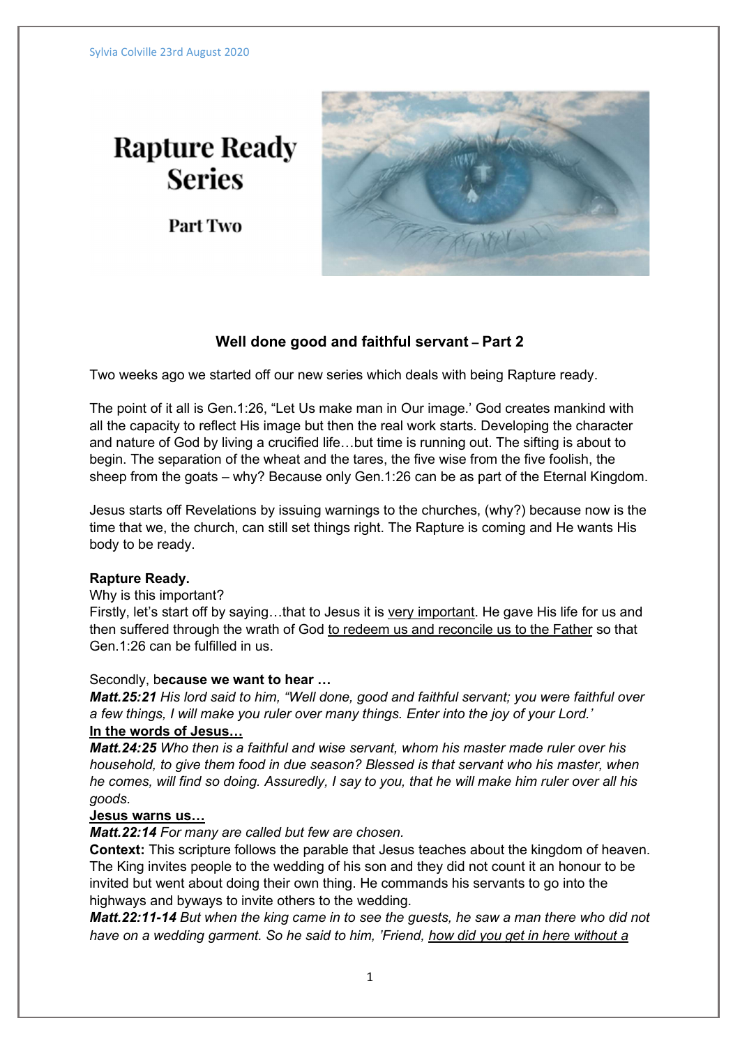Sylvia Colville 23rd August 2020

# Rapture Ready Series

## Part Two

### Well done good and faithful servant – Part 2

Two weeks ago we started off our new series which deals with being Rapture ready.

The point of it all is Gen.1:26, "Let Us make man in Our image.' God creates mankind with all the capacity to reflect His image but then the real work starts. Developing the character and nature of God by living a crucified life…but time is running out. The sifting is about to begin. The separation of the wheat and the tares, the five wise from the five foolish, the sheep from the goats – why? Because only Gen.1:26 can be as part of the Eternal Kingdom.

Jesus starts off Revelations by issuing warnings to the churches, (why?) because now is the time that we, the church, can still set things right. The Rapture is coming and He wants His body to be ready.

**Rapture Ready.**
Why is this important?
Firstly, let's start off by saying…that to Jesus it is <u>very important</u>. He gave His life for us and then suffered through the wrath of God <u>to redeem us and reconcile us to the Father</u> so that Gen.1:26 can be fulfilled in us.

Secondly, b**ecause we want to hear …**
***Matt.25:21*** *His lord said to him, "Well done, good and faithful servant; you were faithful over a few things, I will make you ruler over many things. Enter into the joy of your Lord.'*
**<u>In the words of Jesus…</u>**
***Matt.24:25*** *Who then is a faithful and wise servant, whom his master made ruler over his household, to give them food in due season? Blessed is that servant who his master, when he comes, will find so doing. Assuredly, I say to you, that he will make him ruler over all his goods.*
**<u>Jesus warns us…</u>**
***Matt.22:14*** *For many are called but few are chosen.*
**Context:** This scripture follows the parable that Jesus teaches about the kingdom of heaven. The King invites people to the wedding of his son and they did not count it an honour to be invited but went about doing their own thing. He commands his servants to go into the highways and byways to invite others to the wedding.
***Matt.22:11-14*** *But when the king came in to see the guests, he saw a man there who did not have on a wedding garment. So he said to him, 'Friend, <u>how did you get in here without a</u>*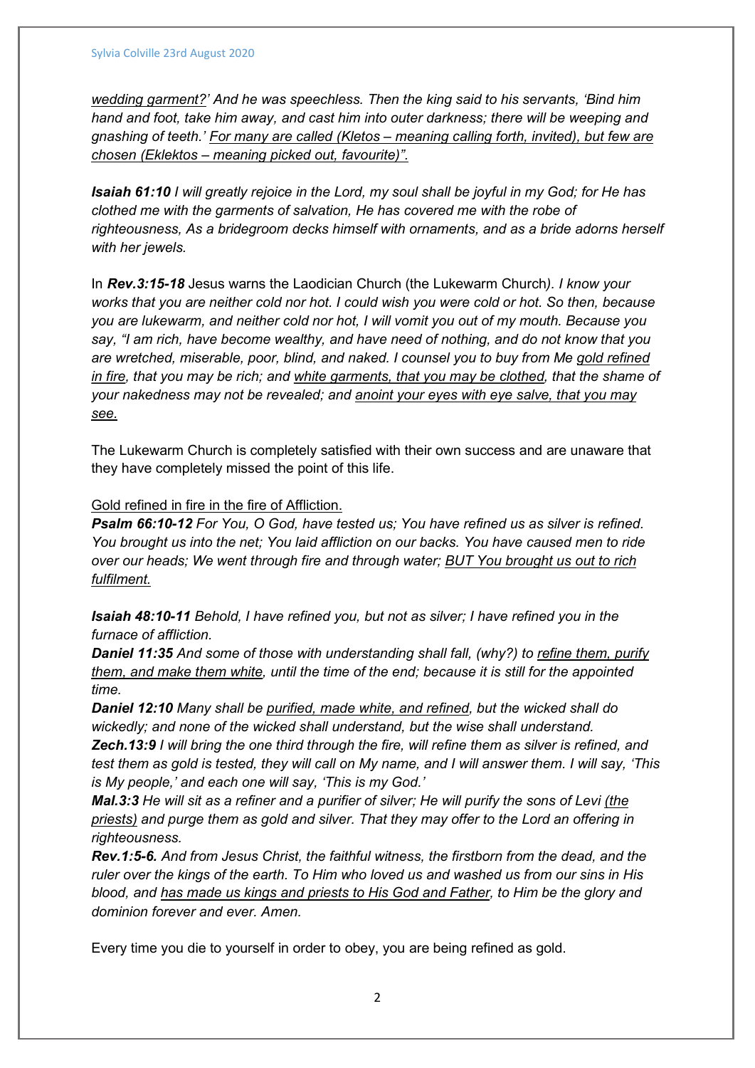*<u>wedding garment?'</u> And he was speechless. Then the king said to his servants, 'Bind him hand and foot, take him away, and cast him into outer darkness; there will be weeping and gnashing of teeth.' <u>For many are called (Kletos – meaning calling forth, invited), but few are chosen (Eklektos – meaning picked out, favourite)".</u>*

***Isaiah 61:10*** *I will greatly rejoice in the Lord, my soul shall be joyful in my God; for He has clothed me with the garments of salvation, He has covered me with the robe of righteousness, As a bridegroom decks himself with ornaments, and as a bride adorns herself with her jewels.*

In ***Rev.3:15-18*** Jesus warns the Laodician Church (the Lukewarm Church). *I know your works that you are neither cold nor hot. I could wish you were cold or hot. So then, because you are lukewarm, and neither cold nor hot, I will vomit you out of my mouth. Because you say, "I am rich, have become wealthy, and have need of nothing, and do not know that you are wretched, miserable, poor, blind, and naked. I counsel you to buy from Me <u>gold refined in fire</u>, that you may be rich; and <u>white garments, that you may be clothed</u>, that the shame of your nakedness may not be revealed; and <u>anoint your eyes with eye salve, that you may see.</u>*

The Lukewarm Church is completely satisfied with their own success and are unaware that they have completely missed the point of this life.

<u>Gold refined in fire in the fire of Affliction.</u>
***Psalm 66:10-12*** *For You, O God, have tested us; You have refined us as silver is refined. You brought us into the net; You laid affliction on our backs. You have caused men to ride over our heads; We went through fire and through water; <u>BUT You brought us out to rich fulfilment.</u>*

***Isaiah 48:10-11*** *Behold, I have refined you, but not as silver; I have refined you in the furnace of affliction.*
***Daniel 11:35*** *And some of those with understanding shall fall, (why?) to <u>refine them, purify them, and make them white</u>, until the time of the end; because it is still for the appointed time.*
***Daniel 12:10*** *Many shall be <u>purified, made white, and refined</u>, but the wicked shall do wickedly; and none of the wicked shall understand, but the wise shall understand.*
***Zech.13:9*** *I will bring the one third through the fire, will refine them as silver is refined, and test them as gold is tested, they will call on My name, and I will answer them. I will say, 'This is My people,' and each one will say, 'This is my God.'*
***Mal.3:3*** *He will sit as a refiner and a purifier of silver; He will purify the sons of Levi <u>(the priests)</u> and purge them as gold and silver. That they may offer to the Lord an offering in righteousness.*
***Rev.1:5-6.*** *And from Jesus Christ, the faithful witness, the firstborn from the dead, and the ruler over the kings of the earth. To Him who loved us and washed us from our sins in His blood, and <u>has made us kings and priests to His God and Father</u>, to Him be the glory and dominion forever and ever. Amen.*

Every time you die to yourself in order to obey, you are being refined as gold.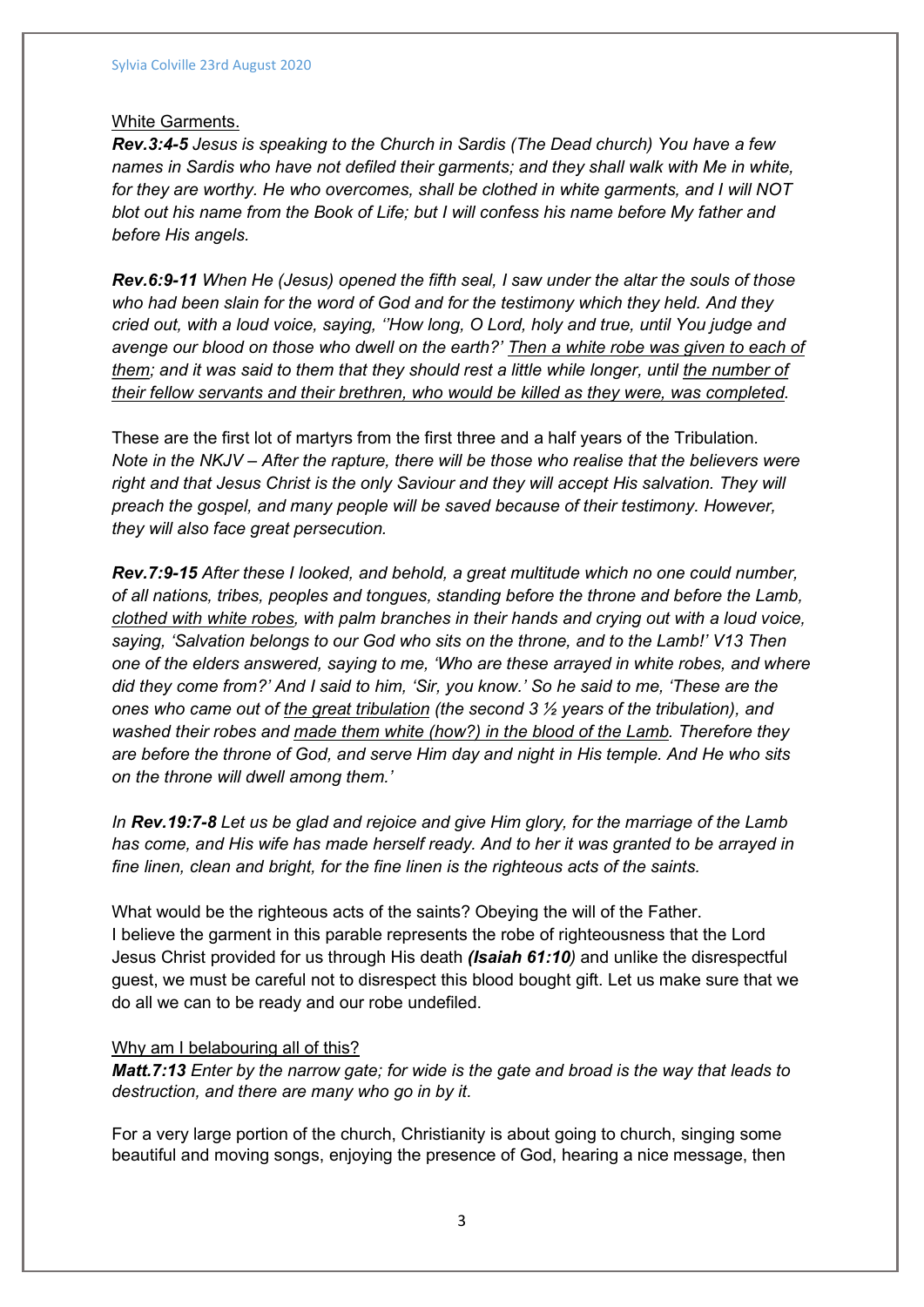<u>White Garments.</u>

***Rev.3:4-5*** *Jesus is speaking to the Church in Sardis (The Dead church) You have a few names in Sardis who have not defiled their garments; and they shall walk with Me in white, for they are worthy. He who overcomes, shall be clothed in white garments, and I will NOT blot out his name from the Book of Life; but I will confess his name before My father and before His angels.*

***Rev.6:9-11*** *When He (Jesus) opened the fifth seal, I saw under the altar the souls of those who had been slain for the word of God and for the testimony which they held. And they cried out, with a loud voice, saying, ''How long, O Lord, holy and true, until You judge and avenge our blood on those who dwell on the earth?' <u>Then a white robe was given to each of them</u>; and it was said to them that they should rest a little while longer, until <u>the number of their fellow servants and their brethren, who would be killed as they were, was completed</u>.*

These are the first lot of martyrs from the first three and a half years of the Tribulation. *Note in the NKJV – After the rapture, there will be those who realise that the believers were right and that Jesus Christ is the only Saviour and they will accept His salvation. They will preach the gospel, and many people will be saved because of their testimony. However, they will also face great persecution.*

***Rev.7:9-15*** *After these I looked, and behold, a great multitude which no one could number, of all nations, tribes, peoples and tongues, standing before the throne and before the Lamb, <u>clothed with white robes</u>, with palm branches in their hands and crying out with a loud voice, saying, 'Salvation belongs to our God who sits on the throne, and to the Lamb!' V13 Then one of the elders answered, saying to me, 'Who are these arrayed in white robes, and where did they come from?' And I said to him, 'Sir, you know.' So he said to me, 'These are the ones who came out of <u>the great tribulation</u> (the second 3 ½ years of the tribulation), and washed their robes and <u>made them white (how?) in the blood of the Lamb</u>. Therefore they are before the throne of God, and serve Him day and night in His temple. And He who sits on the throne will dwell among them.'*

*In **Rev.19:7-8** Let us be glad and rejoice and give Him glory, for the marriage of the Lamb has come, and His wife has made herself ready. And to her it was granted to be arrayed in fine linen, clean and bright, for the fine linen is the righteous acts of the saints.*

What would be the righteous acts of the saints? Obeying the will of the Father.
I believe the garment in this parable represents the robe of righteousness that the Lord Jesus Christ provided for us through His death ***(Isaiah 61:10)*** and unlike the disrespectful guest, we must be careful not to disrespect this blood bought gift. Let us make sure that we do all we can to be ready and our robe undefiled.

<u>Why am I belabouring all of this?</u>

***Matt.7:13*** *Enter by the narrow gate; for wide is the gate and broad is the way that leads to destruction, and there are many who go in by it.*

For a very large portion of the church, Christianity is about going to church, singing some beautiful and moving songs, enjoying the presence of God, hearing a nice message, then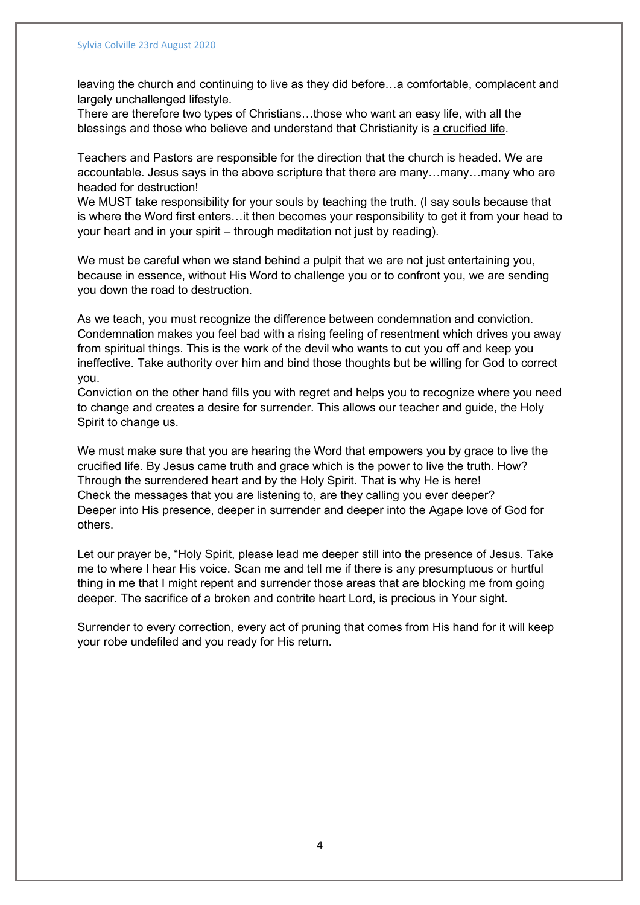leaving the church and continuing to live as they did before…a comfortable, complacent and largely unchallenged lifestyle.
There are therefore two types of Christians…those who want an easy life, with all the blessings and those who believe and understand that Christianity is <u>a crucified life</u>.

Teachers and Pastors are responsible for the direction that the church is headed. We are accountable. Jesus says in the above scripture that there are many…many…many who are headed for destruction!
We MUST take responsibility for your souls by teaching the truth. (I say souls because that is where the Word first enters…it then becomes your responsibility to get it from your head to your heart and in your spirit – through meditation not just by reading).

We must be careful when we stand behind a pulpit that we are not just entertaining you, because in essence, without His Word to challenge you or to confront you, we are sending you down the road to destruction.

As we teach, you must recognize the difference between condemnation and conviction. Condemnation makes you feel bad with a rising feeling of resentment which drives you away from spiritual things. This is the work of the devil who wants to cut you off and keep you ineffective. Take authority over him and bind those thoughts but be willing for God to correct you.
Conviction on the other hand fills you with regret and helps you to recognize where you need to change and creates a desire for surrender. This allows our teacher and guide, the Holy Spirit to change us.

We must make sure that you are hearing the Word that empowers you by grace to live the crucified life. By Jesus came truth and grace which is the power to live the truth. How? Through the surrendered heart and by the Holy Spirit. That is why He is here!
Check the messages that you are listening to, are they calling you ever deeper? Deeper into His presence, deeper in surrender and deeper into the Agape love of God for others.

Let our prayer be, "Holy Spirit, please lead me deeper still into the presence of Jesus. Take me to where I hear His voice. Scan me and tell me if there is any presumptuous or hurtful thing in me that I might repent and surrender those areas that are blocking me from going deeper. The sacrifice of a broken and contrite heart Lord, is precious in Your sight.

Surrender to every correction, every act of pruning that comes from His hand for it will keep your robe undefiled and you ready for His return.